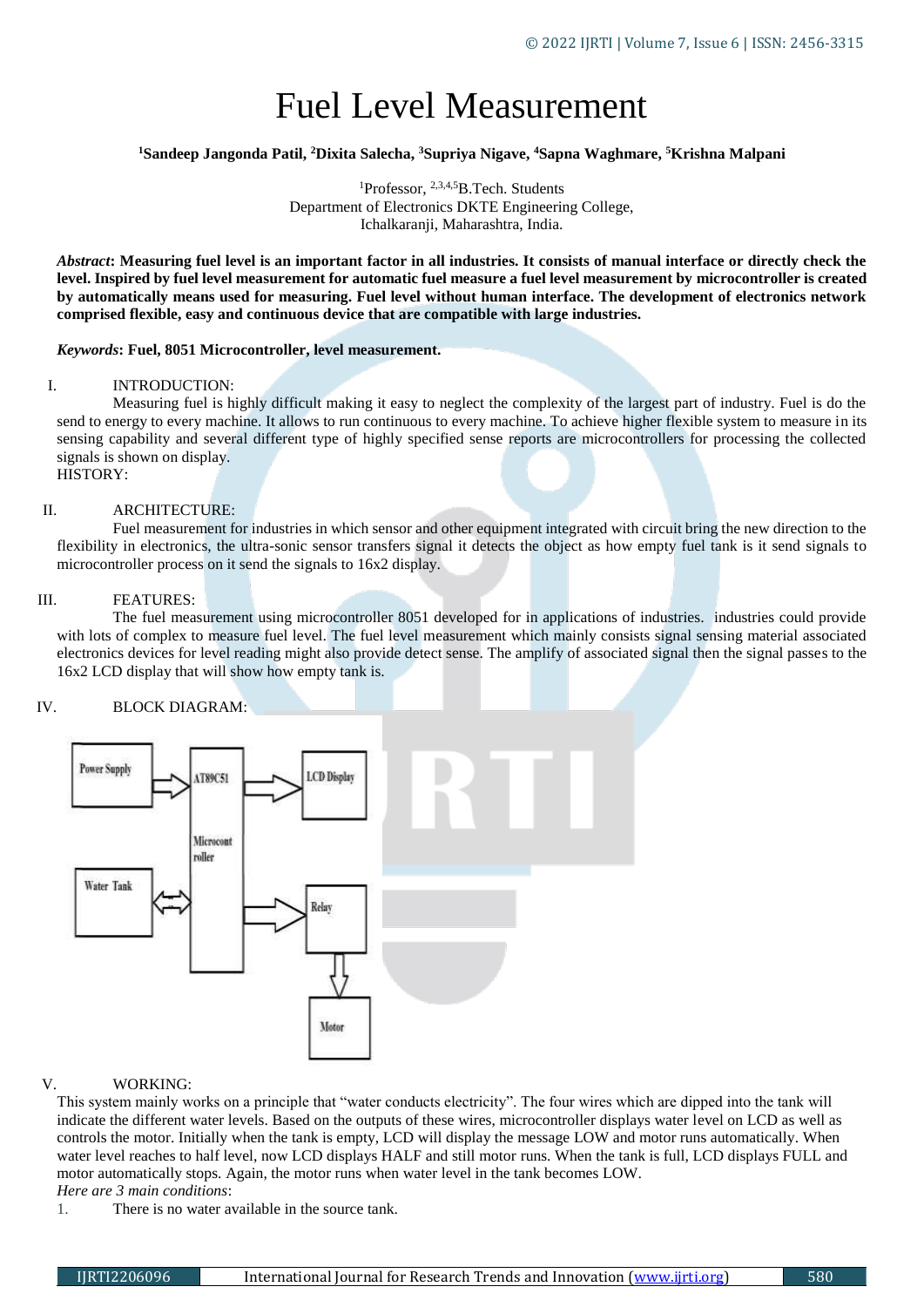# Fuel Level Measurement

**[1]Sandeep Jangonda Patil, [2]Dixita Salecha, [3]Supriya Nigave, [4]Sapna Waghmare, [5]Krishna Malpani**

[1]Professor, [2,3,4,5]B.Tech. Students
Department of Electronics DKTE Engineering College,
Ichalkaranji, Maharashtra, India.

***Abstract*: Measuring fuel level is an important factor in all industries. It consists of manual interface or directly check the level. Inspired by fuel level measurement for automatic fuel measure a fuel level measurement by microcontroller is created by automatically means used for measuring. Fuel level without human interface. The development of electronics network comprised flexible, easy and continuous device that are compatible with large industries.**

***Keywords*: Fuel, 8051 Microcontroller, level measurement.**

## I. INTRODUCTION:

Measuring fuel is highly difficult making it easy to neglect the complexity of the largest part of industry. Fuel is do the send to energy to every machine. It allows to run continuous to every machine. To achieve higher flexible system to measure in its sensing capability and several different type of highly specified sense reports are microcontrollers for processing the collected signals is shown on display.

HISTORY:

## II. ARCHITECTURE:

Fuel measurement for industries in which sensor and other equipment integrated with circuit bring the new direction to the flexibility in electronics, the ultra-sonic sensor transfers signal it detects the object as how empty fuel tank is it send signals to microcontroller process on it send the signals to 16x2 display.

## III. FEATURES:

The fuel measurement using microcontroller 8051 developed for in applications of industries. industries could provide with lots of complex to measure fuel level. The fuel level measurement which mainly consists signal sensing material associated electronics devices for level reading might also provide detect sense. The amplify of associated signal then the signal passes to the 16x2 LCD display that will show how empty tank is.

## IV. BLOCK DIAGRAM:

Power Supply → AT89C51 Microcontroller → LCD Display

Water Tank ↔ AT89C51 Microcontroller → Relay → Motor

## V. WORKING:

This system mainly works on a principle that "water conducts electricity". The four wires which are dipped into the tank will indicate the different water levels. Based on the outputs of these wires, microcontroller displays water level on LCD as well as controls the motor. Initially when the tank is empty, LCD will display the message LOW and motor runs automatically. When water level reaches to half level, now LCD displays HALF and still motor runs. When the tank is full, LCD displays FULL and motor automatically stops. Again, the motor runs when water level in the tank becomes LOW.

*Here are 3 main conditions*:

1. There is no water available in the source tank.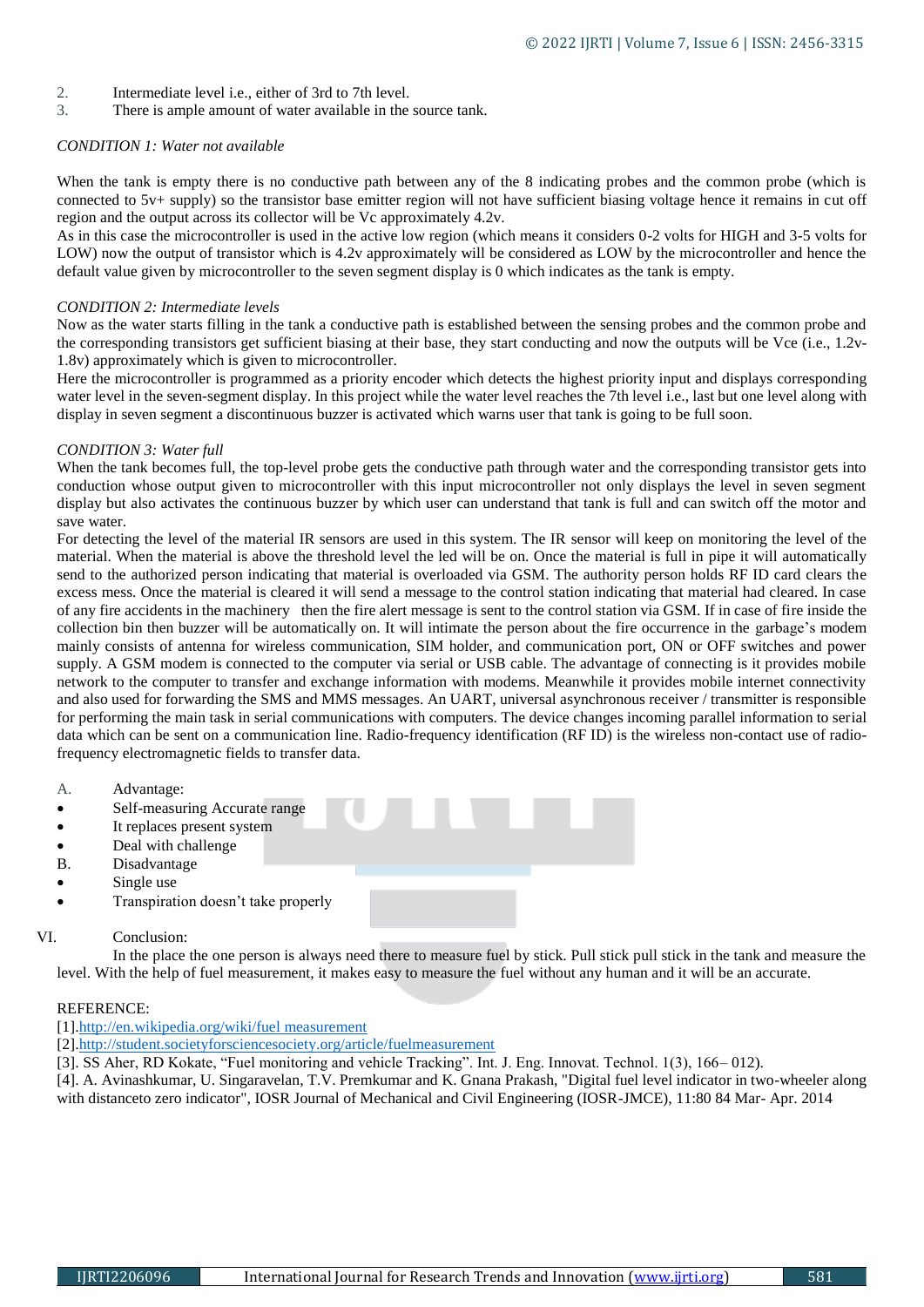2. Intermediate level i.e., either of 3rd to 7th level.
3. There is ample amount of water available in the source tank.

*CONDITION 1: Water not available*

When the tank is empty there is no conductive path between any of the 8 indicating probes and the common probe (which is connected to 5v+ supply) so the transistor base emitter region will not have sufficient biasing voltage hence it remains in cut off region and the output across its collector will be Vc approximately 4.2v.

As in this case the microcontroller is used in the active low region (which means it considers 0-2 volts for HIGH and 3-5 volts for LOW) now the output of transistor which is 4.2v approximately will be considered as LOW by the microcontroller and hence the default value given by microcontroller to the seven segment display is 0 which indicates as the tank is empty.

*CONDITION 2: Intermediate levels*

Now as the water starts filling in the tank a conductive path is established between the sensing probes and the common probe and the corresponding transistors get sufficient biasing at their base, they start conducting and now the outputs will be Vce (i.e., 1.2v-1.8v) approximately which is given to microcontroller.

Here the microcontroller is programmed as a priority encoder which detects the highest priority input and displays corresponding water level in the seven-segment display. In this project while the water level reaches the 7th level i.e., last but one level along with display in seven segment a discontinuous buzzer is activated which warns user that tank is going to be full soon.

*CONDITION 3: Water full*

When the tank becomes full, the top-level probe gets the conductive path through water and the corresponding transistor gets into conduction whose output given to microcontroller with this input microcontroller not only displays the level in seven segment display but also activates the continuous buzzer by which user can understand that tank is full and can switch off the motor and save water.

For detecting the level of the material IR sensors are used in this system. The IR sensor will keep on monitoring the level of the material. When the material is above the threshold level the led will be on. Once the material is full in pipe it will automatically send to the authorized person indicating that material is overloaded via GSM. The authority person holds RF ID card clears the excess mess. Once the material is cleared it will send a message to the control station indicating that material had cleared. In case of any fire accidents in the machinery then the fire alert message is sent to the control station via GSM. If in case of fire inside the collection bin then buzzer will be automatically on. It will intimate the person about the fire occurrence in the garbage's modem mainly consists of antenna for wireless communication, SIM holder, and communication port, ON or OFF switches and power supply. A GSM modem is connected to the computer via serial or USB cable. The advantage of connecting is it provides mobile network to the computer to transfer and exchange information with modems. Meanwhile it provides mobile internet connectivity and also used for forwarding the SMS and MMS messages. An UART, universal asynchronous receiver / transmitter is responsible for performing the main task in serial communications with computers. The device changes incoming parallel information to serial data which can be sent on a communication line. Radio-frequency identification (RF ID) is the wireless non-contact use of radio-frequency electromagnetic fields to transfer data.

A. Advantage:

- Self-measuring Accurate range
- It replaces present system
- Deal with challenge

B. Disadvantage

- Single use
- Transpiration doesn't take properly

## VI. Conclusion:

In the place the one person is always need there to measure fuel by stick. Pull stick pull stick in the tank and measure the level. With the help of fuel measurement, it makes easy to measure the fuel without any human and it will be an accurate.

## REFERENCE:

[1].http://en.wikipedia.org/wiki/fuel measurement

[2].http://student.societyforsciencesociety.org/article/fuelmeasurement

[3]. SS Aher, RD Kokate, "Fuel monitoring and vehicle Tracking". Int. J. Eng. Innovat. Technol. 1(3), 166– 012).

[4]. A. Avinashkumar, U. Singaravelan, T.V. Premkumar and K. Gnana Prakash, "Digital fuel level indicator in two-wheeler along with distanceto zero indicator", IOSR Journal of Mechanical and Civil Engineering (IOSR-JMCE), 11:80 84 Mar- Apr. 2014